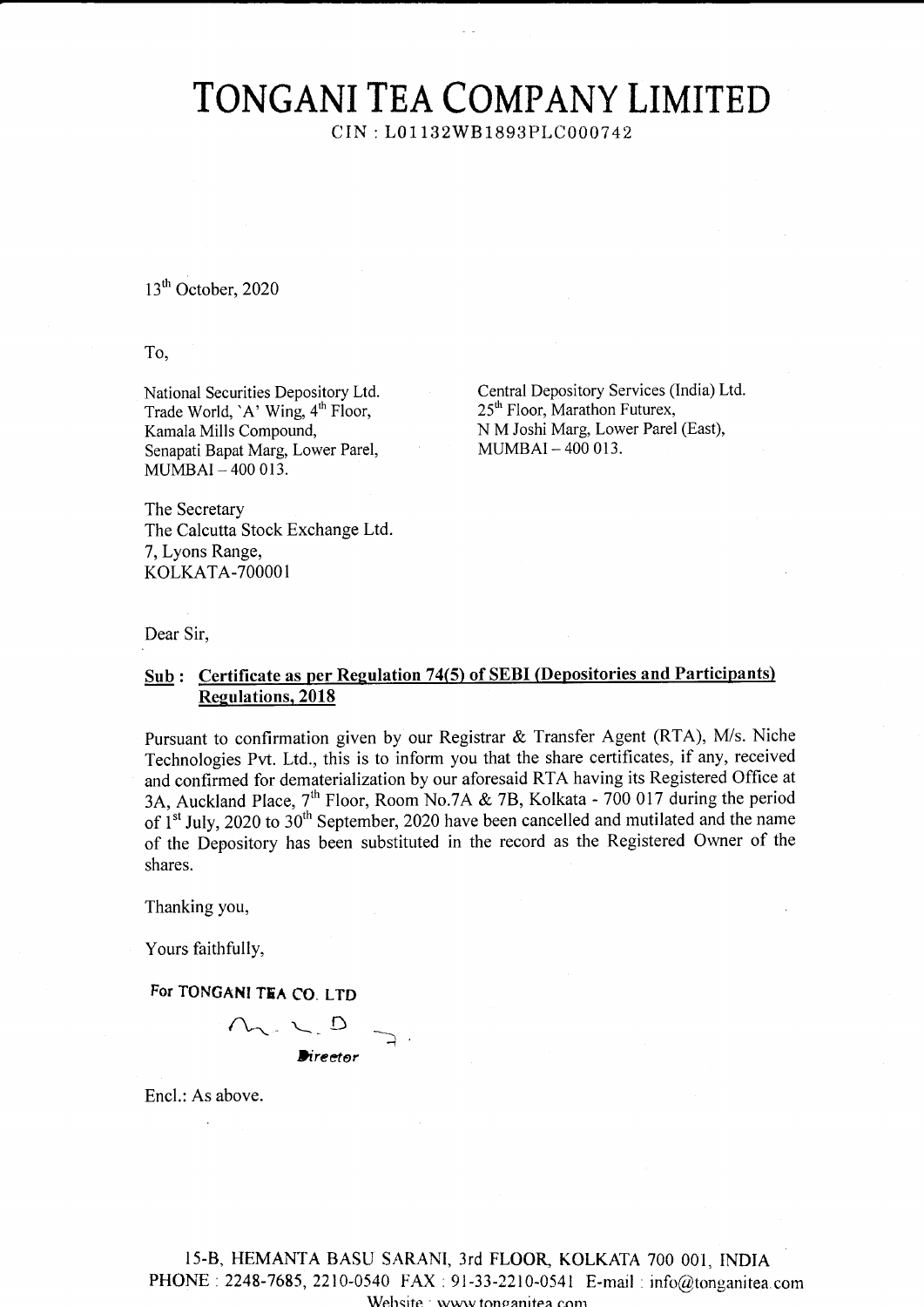# TONGANI TEA COMPANY LIMITED

CIN : L01132WB1893PLC000742

13th October, 2020

To,

National Securities Depository Ltd.
Trade World, 'A' Wing, 4th Floor,
Kamala Mills Compound,
Senapati Bapat Marg, Lower Parel,
MUMBAI – 400 013.

Central Depository Services (India) Ltd.
25th Floor, Marathon Futurex,
N M Joshi Marg, Lower Parel (East),
MUMBAI – 400 013.

The Secretary
The Calcutta Stock Exchange Ltd.
7, Lyons Range,
KOLKATA-700001

Dear Sir,

**Sub : Certificate as per Regulation 74(5) of SEBI (Depositories and Participants) Regulations, 2018**

Pursuant to confirmation given by our Registrar & Transfer Agent (RTA), M/s. Niche Technologies Pvt. Ltd., this is to inform you that the share certificates, if any, received and confirmed for dematerialization by our aforesaid RTA having its Registered Office at 3A, Auckland Place, 7th Floor, Room No.7A & 7B, Kolkata - 700 017 during the period of 1st July, 2020 to 30th September, 2020 have been cancelled and mutilated and the name of the Depository has been substituted in the record as the Registered Owner of the shares.

Thanking you,

Yours faithfully,

**For TONGANI TEA CO. LTD**

*Director*

Encl.: As above.

15-B, HEMANTA BASU SARANI, 3rd FLOOR, KOLKATA 700 001, INDIA
PHONE : 2248-7685, 2210-0540 FAX : 91-33-2210-0541 E-mail : info@tonganitea.com
Website : www.tonganitea.com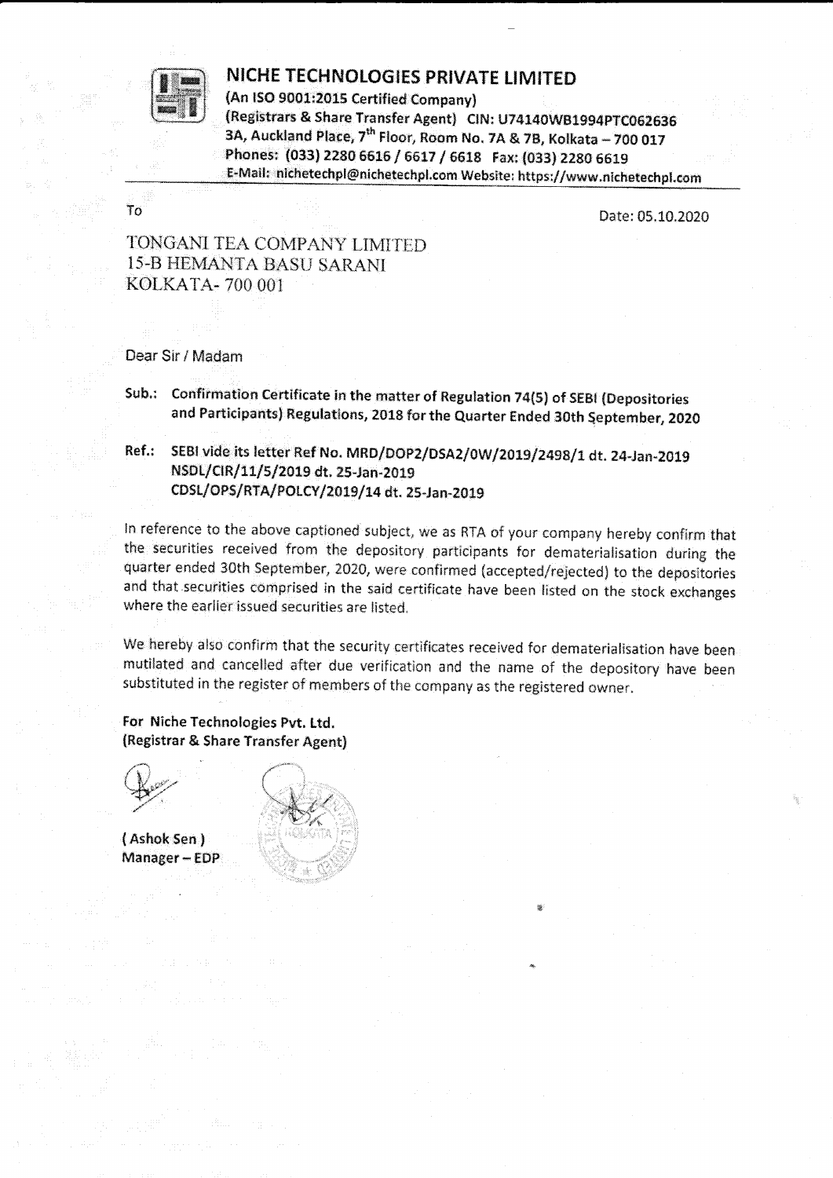# NICHE TECHNOLOGIES PRIVATE LIMITED

(An ISO 9001:2015 Certified Company)
(Registrars & Share Transfer Agent) CIN: U74140WB1994PTC062636
3A, Auckland Place, 7th Floor, Room No. 7A & 7B, Kolkata – 700 017
Phones: (033) 2280 6616 / 6617 / 6618 Fax: (033) 2280 6619
E-Mail: nichetechpl@nichetechpl.com Website: https://www.nichetechpl.com

To

Date: 05.10.2020

TONGANI TEA COMPANY LIMITED
15-B HEMANTA BASU SARANI
KOLKATA- 700 001

Dear Sir / Madam

**Sub.: Confirmation Certificate in the matter of Regulation 74(5) of SEBI (Depositories and Participants) Regulations, 2018 for the Quarter Ended 30th September, 2020**

**Ref.: SEBI vide its letter Ref No. MRD/DOP2/DSA2/OW/2019/2498/1 dt. 24-Jan-2019**
**NSDL/CIR/11/5/2019 dt. 25-Jan-2019**
**CDSL/OPS/RTA/POLCY/2019/14 dt. 25-Jan-2019**

In reference to the above captioned subject, we as RTA of your company hereby confirm that the securities received from the depository participants for dematerialisation during the quarter ended 30th September, 2020, were confirmed (accepted/rejected) to the depositories and that securities comprised in the said certificate have been listed on the stock exchanges where the earlier issued securities are listed.

We hereby also confirm that the security certificates received for dematerialisation have been mutilated and cancelled after due verification and the name of the depository have been substituted in the register of members of the company as the registered owner.

**For Niche Technologies Pvt. Ltd.**
**(Registrar & Share Transfer Agent)**

**( Ashok Sen )**
**Manager – EDP**